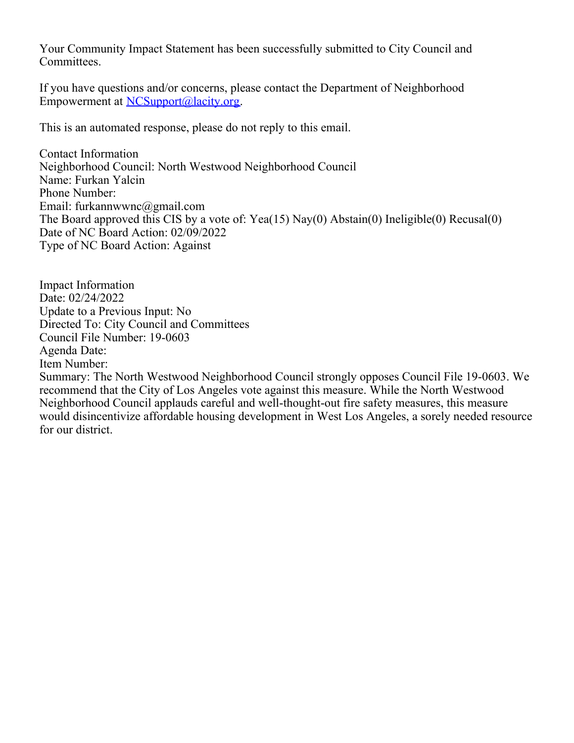Your Community Impact Statement has been successfully submitted to City Council and Committees.

If you have questions and/or concerns, please contact the Department of Neighborhood Empowerment at NCSupport@lacity.org.

This is an automated response, please do not reply to this email.

Contact Information
Neighborhood Council: North Westwood Neighborhood Council
Name: Furkan Yalcin
Phone Number:
Email: furkannwwnc@gmail.com
The Board approved this CIS by a vote of: Yea(15) Nay(0) Abstain(0) Ineligible(0) Recusal(0)
Date of NC Board Action: 02/09/2022
Type of NC Board Action: Against

Impact Information
Date: 02/24/2022
Update to a Previous Input: No
Directed To: City Council and Committees
Council File Number: 19-0603
Agenda Date:
Item Number:
Summary: The North Westwood Neighborhood Council strongly opposes Council File 19-0603. We recommend that the City of Los Angeles vote against this measure. While the North Westwood Neighborhood Council applauds careful and well-thought-out fire safety measures, this measure would disincentivize affordable housing development in West Los Angeles, a sorely needed resource for our district.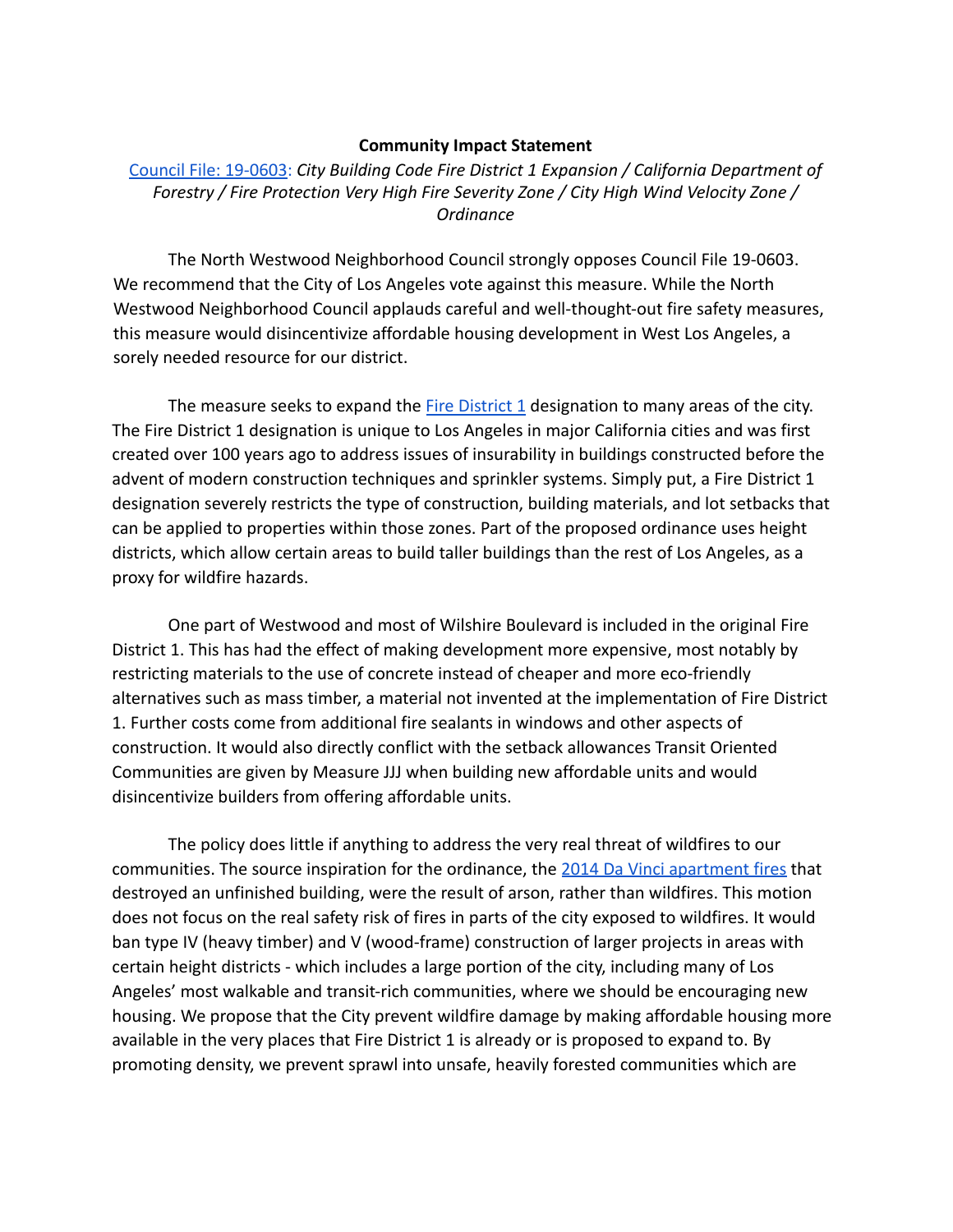**Community Impact Statement**

Council File: 19-0603: *City Building Code Fire District 1 Expansion / California Department of Forestry / Fire Protection Very High Fire Severity Zone / City High Wind Velocity Zone / Ordinance*

The North Westwood Neighborhood Council strongly opposes Council File 19-0603. We recommend that the City of Los Angeles vote against this measure. While the North Westwood Neighborhood Council applauds careful and well-thought-out fire safety measures, this measure would disincentivize affordable housing development in West Los Angeles, a sorely needed resource for our district.

The measure seeks to expand the Fire District 1 designation to many areas of the city. The Fire District 1 designation is unique to Los Angeles in major California cities and was first created over 100 years ago to address issues of insurability in buildings constructed before the advent of modern construction techniques and sprinkler systems. Simply put, a Fire District 1 designation severely restricts the type of construction, building materials, and lot setbacks that can be applied to properties within those zones. Part of the proposed ordinance uses height districts, which allow certain areas to build taller buildings than the rest of Los Angeles, as a proxy for wildfire hazards.

One part of Westwood and most of Wilshire Boulevard is included in the original Fire District 1. This has had the effect of making development more expensive, most notably by restricting materials to the use of concrete instead of cheaper and more eco-friendly alternatives such as mass timber, a material not invented at the implementation of Fire District 1. Further costs come from additional fire sealants in windows and other aspects of construction. It would also directly conflict with the setback allowances Transit Oriented Communities are given by Measure JJJ when building new affordable units and would disincentivize builders from offering affordable units.

The policy does little if anything to address the very real threat of wildfires to our communities. The source inspiration for the ordinance, the 2014 Da Vinci apartment fires that destroyed an unfinished building, were the result of arson, rather than wildfires. This motion does not focus on the real safety risk of fires in parts of the city exposed to wildfires. It would ban type IV (heavy timber) and V (wood-frame) construction of larger projects in areas with certain height districts - which includes a large portion of the city, including many of Los Angeles' most walkable and transit-rich communities, where we should be encouraging new housing. We propose that the City prevent wildfire damage by making affordable housing more available in the very places that Fire District 1 is already or is proposed to expand to. By promoting density, we prevent sprawl into unsafe, heavily forested communities which are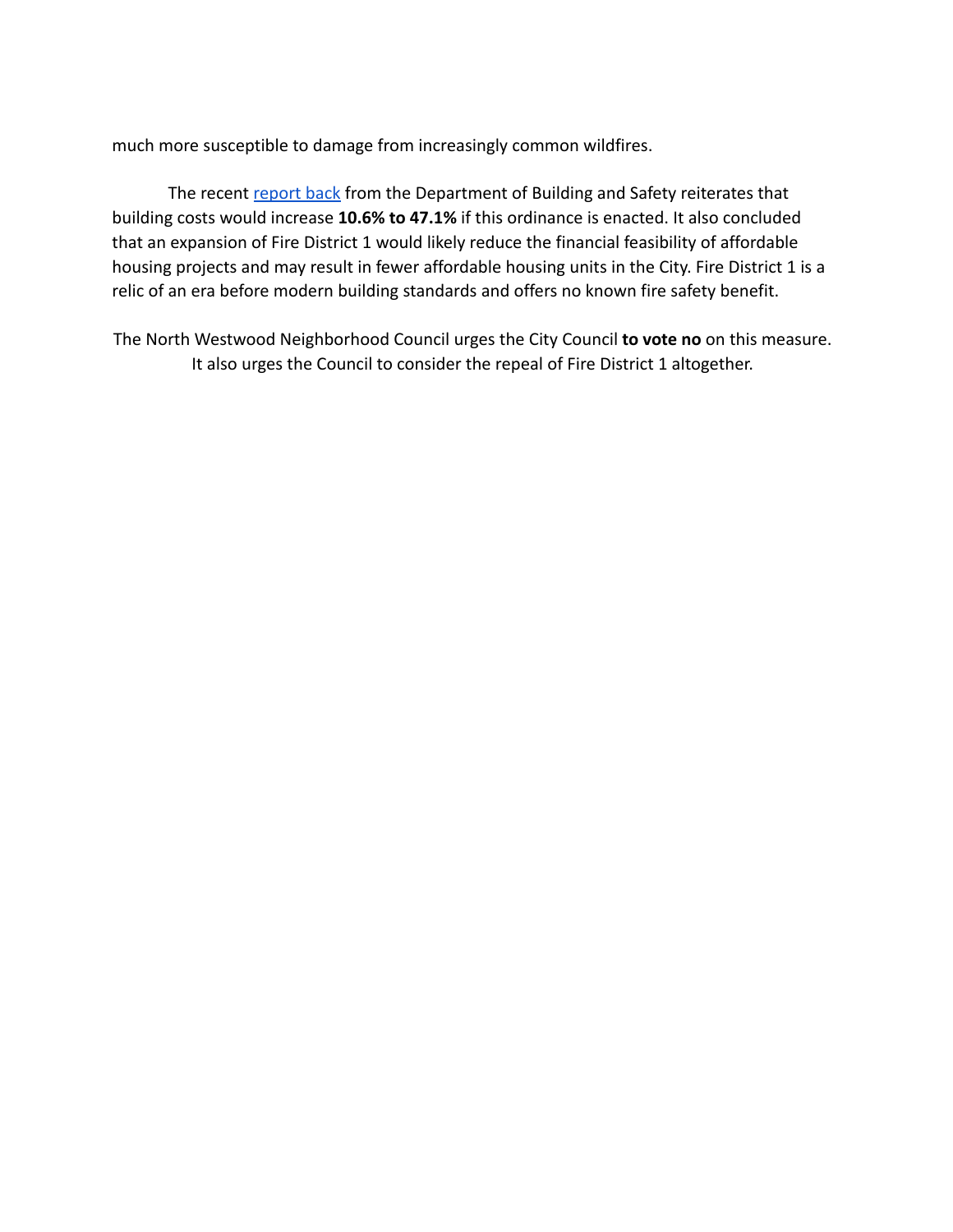much more susceptible to damage from increasingly common wildfires.

The recent report back from the Department of Building and Safety reiterates that building costs would increase **10.6% to 47.1%** if this ordinance is enacted. It also concluded that an expansion of Fire District 1 would likely reduce the financial feasibility of affordable housing projects and may result in fewer affordable housing units in the City. Fire District 1 is a relic of an era before modern building standards and offers no known fire safety benefit.

The North Westwood Neighborhood Council urges the City Council **to vote no** on this measure. It also urges the Council to consider the repeal of Fire District 1 altogether.